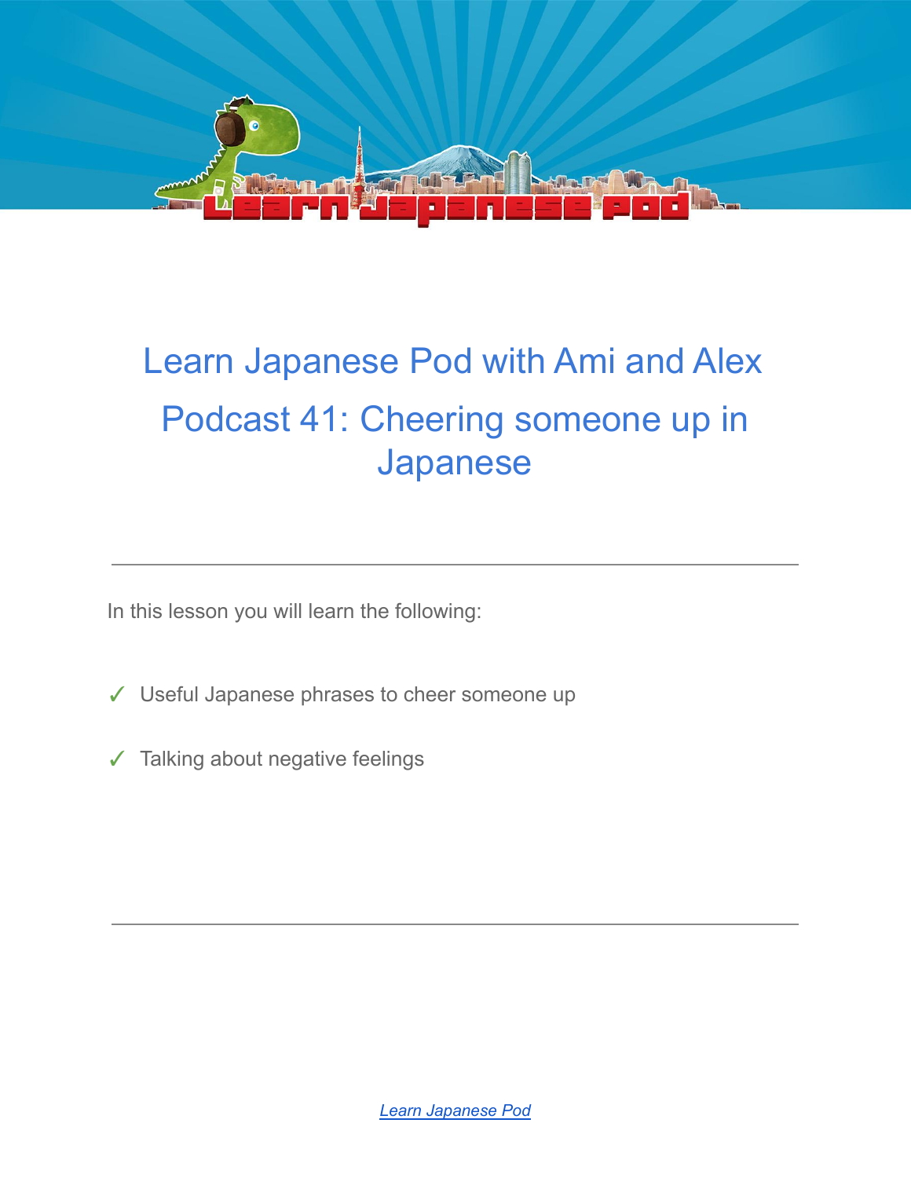# Learn Japanese Pod with Ami and Alex

## Podcast 41: Cheering someone up in Japanese

---

In this lesson you will learn the following:

✓ Useful Japanese phrases to cheer someone up

✓ Talking about negative feelings

---

[Learn Japanese Pod]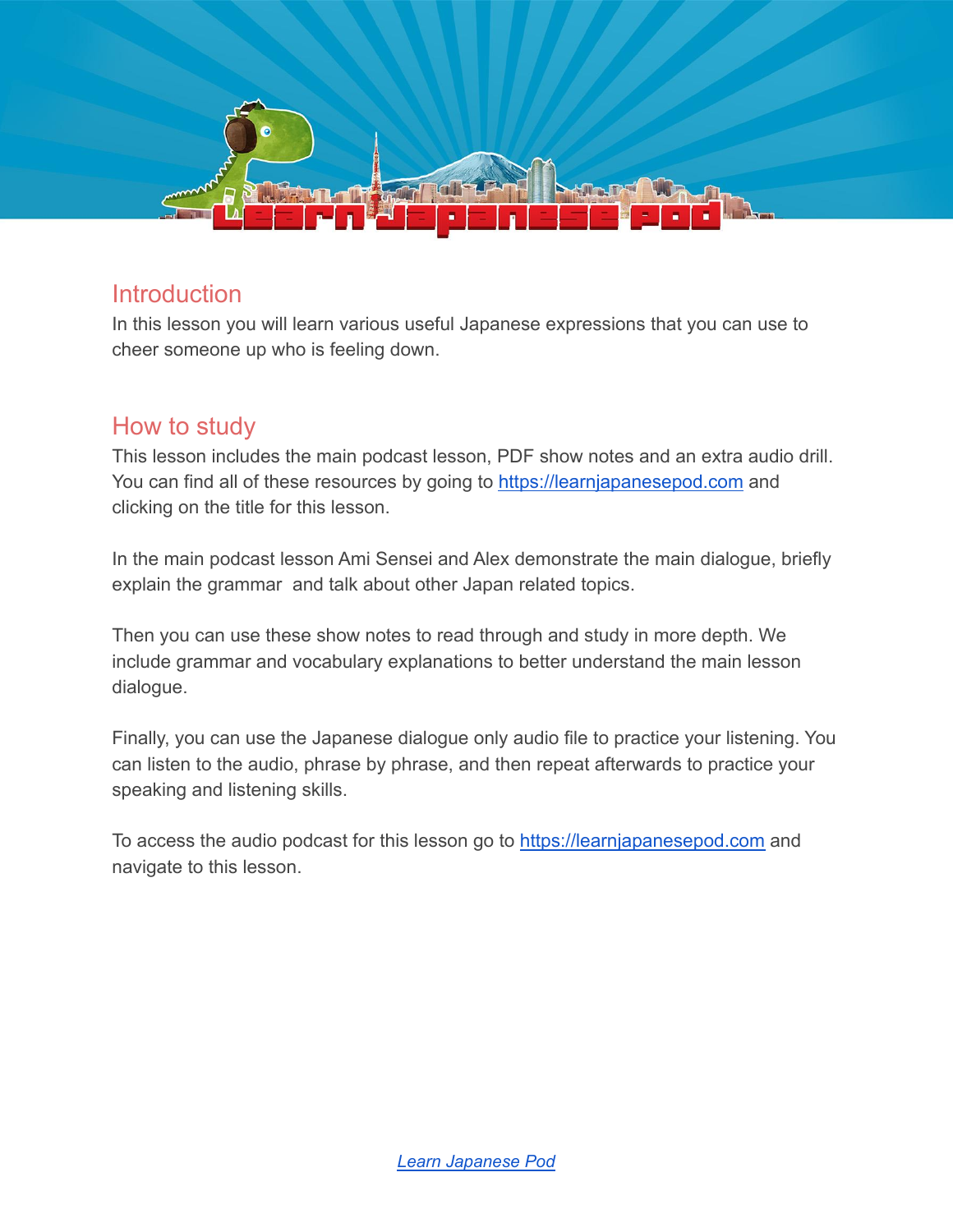## Introduction

In this lesson you will learn various useful Japanese expressions that you can use to cheer someone up who is feeling down.

## How to study

This lesson includes the main podcast lesson, PDF show notes and an extra audio drill. You can find all of these resources by going to [https://learnjapanesepod.com](https://learnjapanesepod.com) and clicking on the title for this lesson.

In the main podcast lesson Ami Sensei and Alex demonstrate the main dialogue, briefly explain the grammar  and talk about other Japan related topics.

Then you can use these show notes to read through and study in more depth. We include grammar and vocabulary explanations to better understand the main lesson dialogue.

Finally, you can use the Japanese dialogue only audio file to practice your listening. You can listen to the audio, phrase by phrase, and then repeat afterwards to practice your speaking and listening skills.

To access the audio podcast for this lesson go to [https://learnjapanesepod.com](https://learnjapanesepod.com) and navigate to this lesson.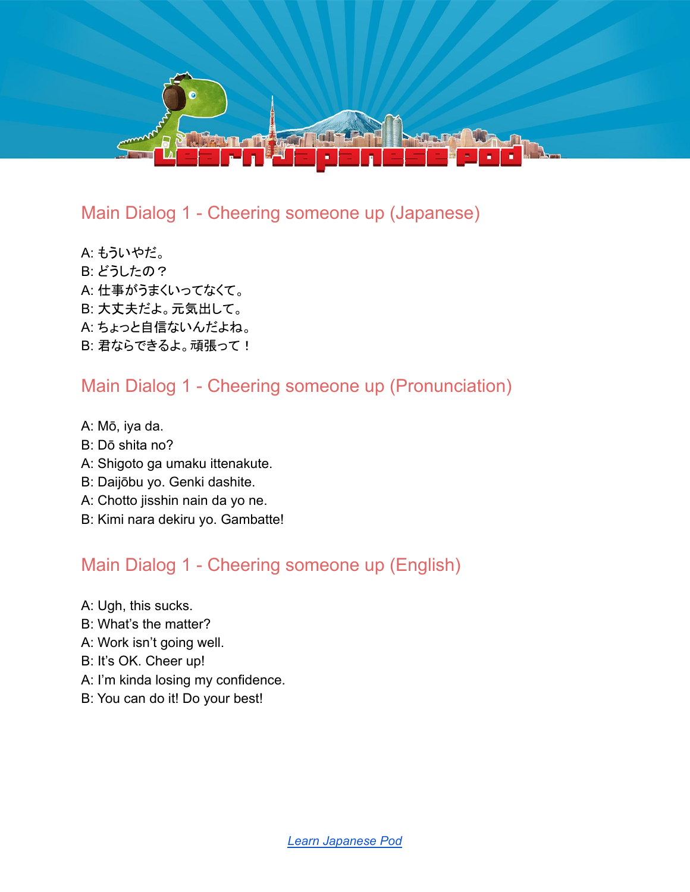## Main Dialog 1 - Cheering someone up (Japanese)

A: もういやだ。
B: どうしたの？
A: 仕事がうまくいってなくて。
B: 大丈夫だよ。元気出して。
A: ちょっと自信ないんだよね。
B: 君ならできるよ。頑張って！

## Main Dialog 1 - Cheering someone up (Pronunciation)

A: Mō, iya da.
B: Dō shita no?
A: Shigoto ga umaku ittenakute.
B: Daijōbu yo. Genki dashite.
A: Chotto jisshin nain da yo ne.
B: Kimi nara dekiru yo. Gambatte!

## Main Dialog 1 - Cheering someone up (English)

A: Ugh, this sucks.
B: What's the matter?
A: Work isn't going well.
B: It's OK. Cheer up!
A: I'm kinda losing my confidence.
B: You can do it! Do your best!

[Learn Japanese Pod]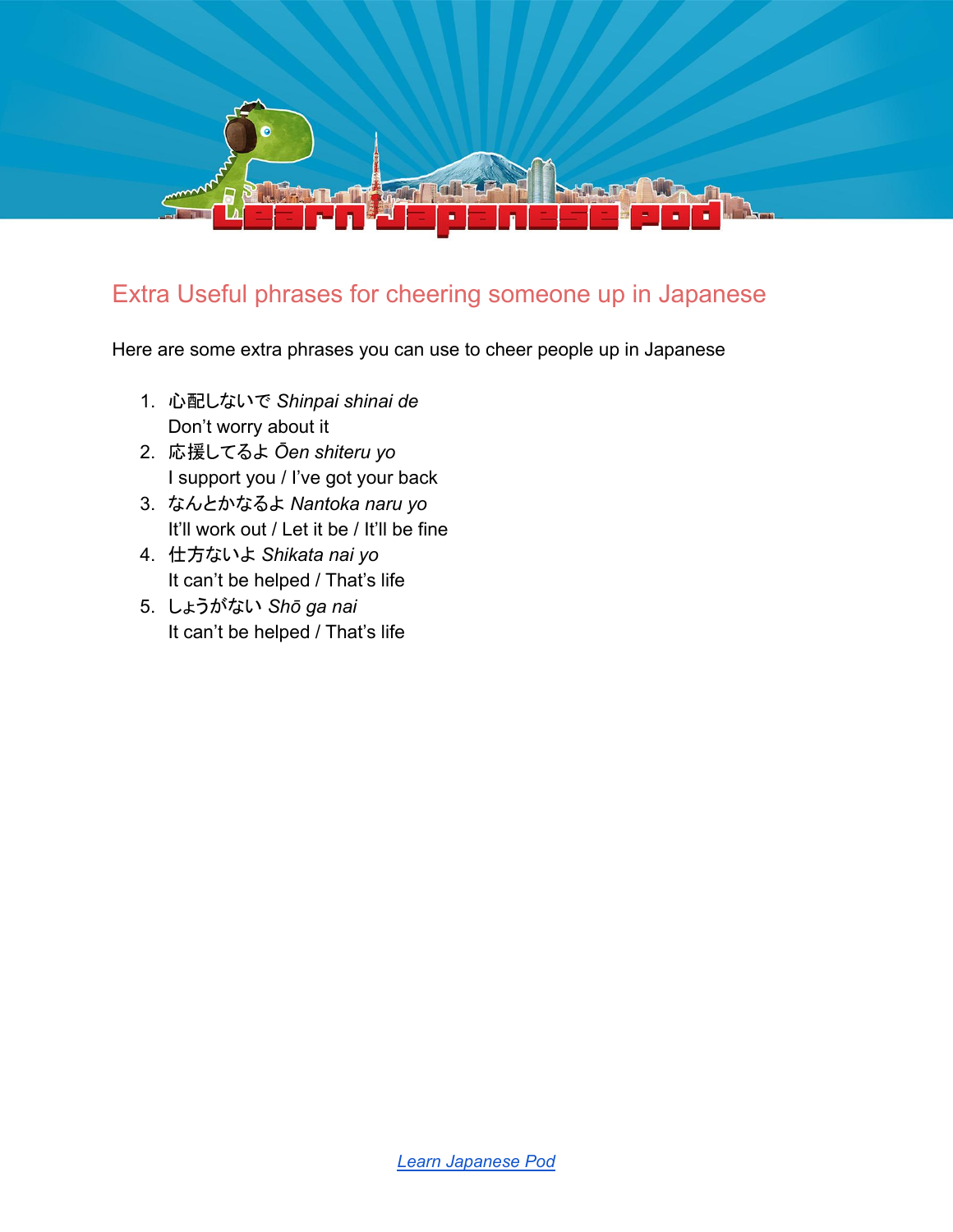## Extra Useful phrases for cheering someone up in Japanese

Here are some extra phrases you can use to cheer people up in Japanese

1. 心配しないで *Shinpai shinai de*
   Don't worry about it
2. 応援してるよ *Ōen shiteru yo*
   I support you / I've got your back
3. なんとかなるよ *Nantoka naru yo*
   It'll work out / Let it be / It'll be fine
4. 仕方ないよ *Shikata nai yo*
   It can't be helped / That's life
5. しょうがない *Shō ga nai*
   It can't be helped / That's life

[*Learn Japanese Pod*]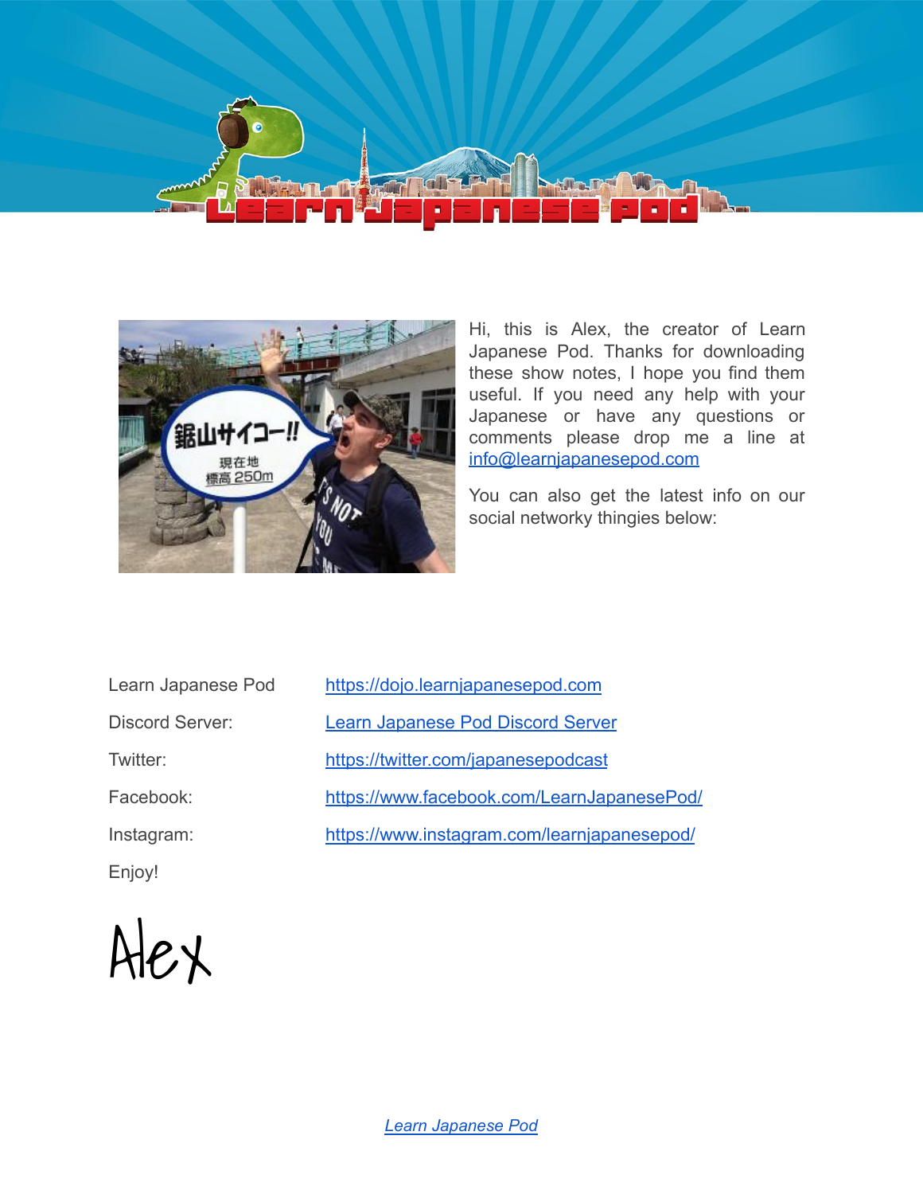Hi, this is Alex, the creator of Learn Japanese Pod. Thanks for downloading these show notes, I hope you find them useful. If you need any help with your Japanese or have any questions or comments please drop me a line at info@learnjapanesepod.com

You can also get the latest info on our social networky thingies below:

| | |
|---|---|
| Learn Japanese Pod | https://dojo.learnjapanesepod.com |
| Discord Server: | Learn Japanese Pod Discord Server |
| Twitter: | https://twitter.com/japanesepodcast |
| Facebook: | https://www.facebook.com/LearnJapanesePod/ |
| Instagram: | https://www.instagram.com/learnjapanesepod/ |

Enjoy!

Alex

*Learn Japanese Pod*